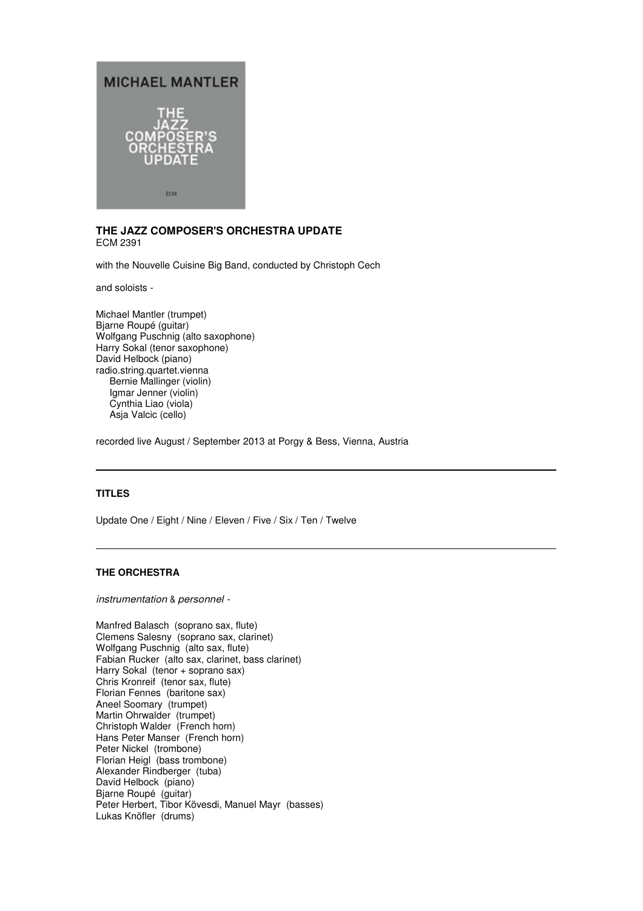**THE JAZZ COMPOSER'S ORCHESTRA UPDATE**
ECM 2391

with the Nouvelle Cuisine Big Band, conducted by Christoph Cech

and soloists -

Michael Mantler (trumpet)
Bjarne Roupé (guitar)
Wolfgang Puschnig (alto saxophone)
Harry Sokal (tenor saxophone)
David Helbock (piano)
radio.string.quartet.vienna
  Bernie Mallinger (violin)
  Igmar Jenner (violin)
  Cynthia Liao (viola)
  Asja Valcic (cello)

recorded live August / September 2013 at Porgy & Bess, Vienna, Austria

---

**TITLES**

Update One / Eight / Nine / Eleven / Five / Six / Ten / Twelve

---

**THE ORCHESTRA**

*instrumentation* & *personnel* -

Manfred Balasch (soprano sax, flute)
Clemens Salesny (soprano sax, clarinet)
Wolfgang Puschnig (alto sax, flute)
Fabian Rucker (alto sax, clarinet, bass clarinet)
Harry Sokal (tenor + soprano sax)
Chris Kronreif (tenor sax, flute)
Florian Fennes (baritone sax)
Aneel Soomary (trumpet)
Martin Ohrwalder (trumpet)
Christoph Walder (French horn)
Hans Peter Manser (French horn)
Peter Nickel (trombone)
Florian Heigl (bass trombone)
Alexander Rindberger (tuba)
David Helbock (piano)
Bjarne Roupé (guitar)
Peter Herbert, Tibor Kövesdi, Manuel Mayr (basses)
Lukas Knöfler (drums)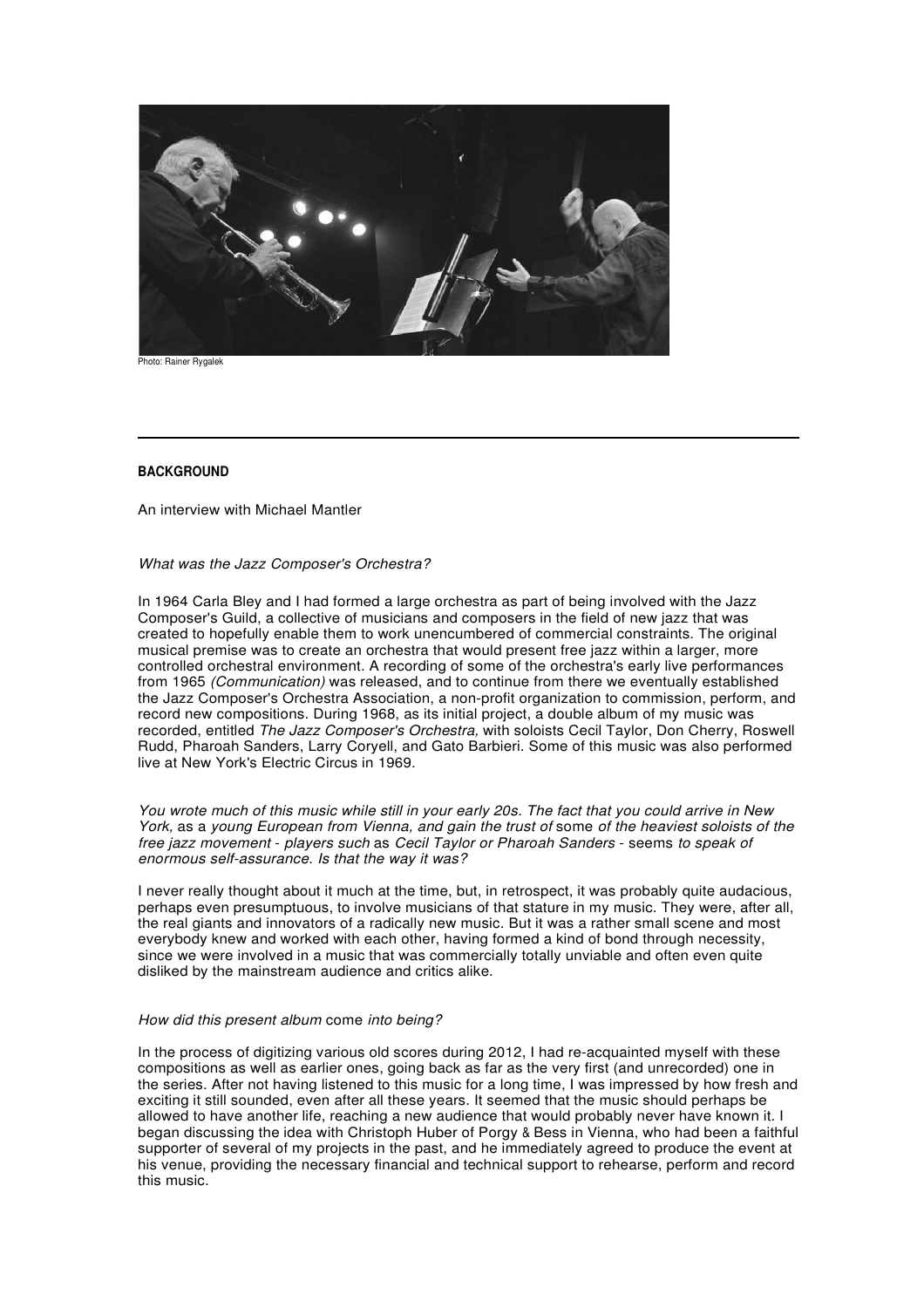Photo: Rainer Rygalek

**BACKGROUND**

An interview with Michael Mantler

*What was the Jazz Composer's Orchestra?*

In 1964 Carla Bley and I had formed a large orchestra as part of being involved with the Jazz Composer's Guild, a collective of musicians and composers in the field of new jazz that was created to hopefully enable them to work unencumbered of commercial constraints. The original musical premise was to create an orchestra that would present free jazz within a larger, more controlled orchestral environment. A recording of some of the orchestra's early live performances from 1965 *(Communication)* was released, and to continue from there we eventually established the Jazz Composer's Orchestra Association, a non-profit organization to commission, perform, and record new compositions. During 1968, as its initial project, a double album of my music was recorded, entitled *The Jazz Composer's Orchestra,* with soloists Cecil Taylor, Don Cherry, Roswell Rudd, Pharoah Sanders, Larry Coryell, and Gato Barbieri. Some of this music was also performed live at New York's Electric Circus in 1969.

*You wrote much of this music while still in your early 20s. The fact that you could arrive in New York, as a young European from Vienna, and gain the trust of some of the heaviest soloists of the free jazz movement - players such as Cecil Taylor or Pharoah Sanders - seems to speak of enormous self-assurance. Is that the way it was?*

I never really thought about it much at the time, but, in retrospect, it was probably quite audacious, perhaps even presumptuous, to involve musicians of that stature in my music. They were, after all, the real giants and innovators of a radically new music. But it was a rather small scene and most everybody knew and worked with each other, having formed a kind of bond through necessity, since we were involved in a music that was commercially totally unviable and often even quite disliked by the mainstream audience and critics alike.

*How did this present album come into being?*

In the process of digitizing various old scores during 2012, I had re-acquainted myself with these compositions as well as earlier ones, going back as far as the very first (and unrecorded) one in the series. After not having listened to this music for a long time, I was impressed by how fresh and exciting it still sounded, even after all these years. It seemed that the music should perhaps be allowed to have another life, reaching a new audience that would probably never have known it. I began discussing the idea with Christoph Huber of Porgy & Bess in Vienna, who had been a faithful supporter of several of my projects in the past, and he immediately agreed to produce the event at his venue, providing the necessary financial and technical support to rehearse, perform and record this music.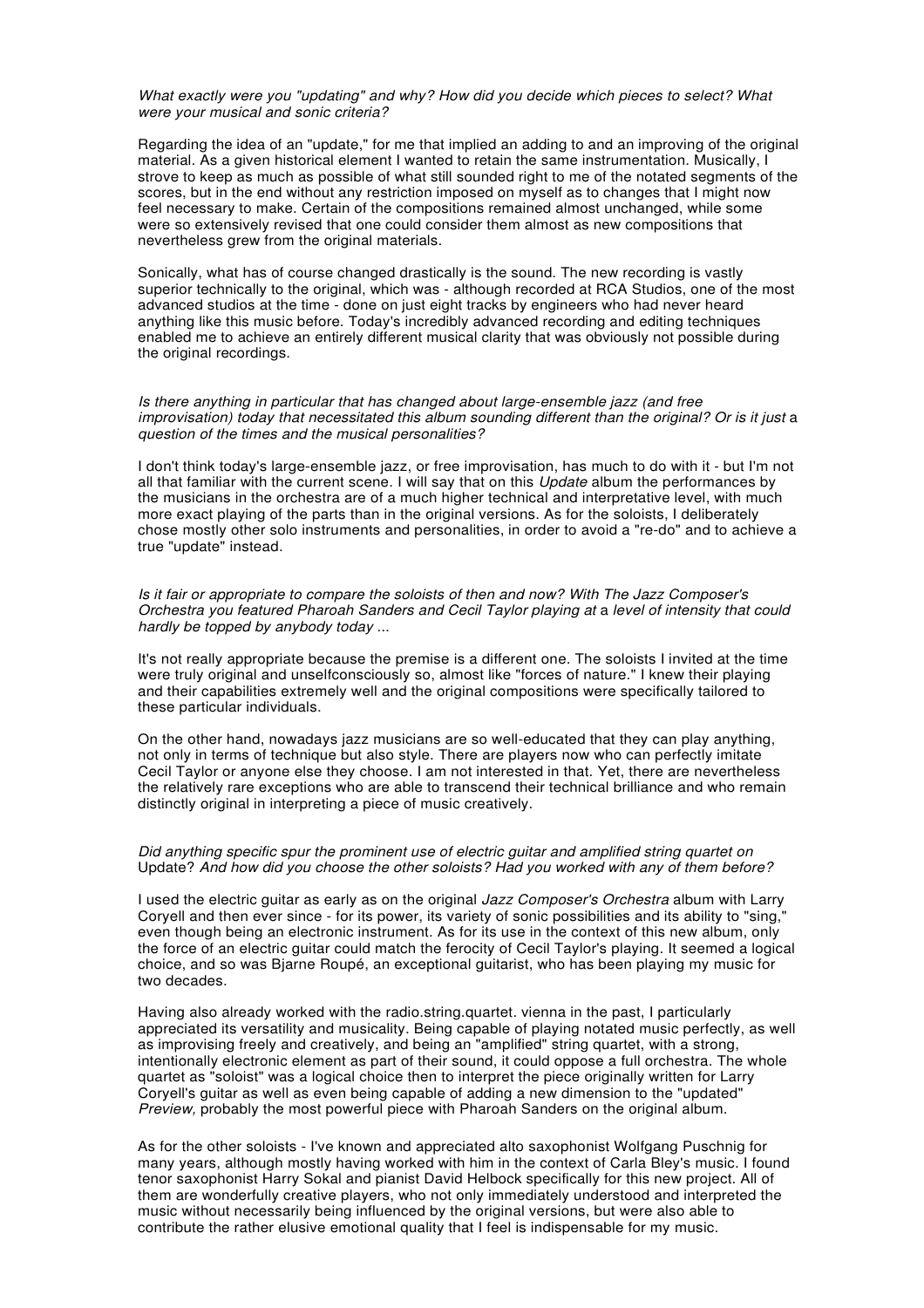*What exactly were you "updating" and why? How did you decide which pieces to select? What were your musical and sonic criteria?*

Regarding the idea of an "update," for me that implied an adding to and an improving of the original material. As a given historical element I wanted to retain the same instrumentation. Musically, I strove to keep as much as possible of what still sounded right to me of the notated segments of the scores, but in the end without any restriction imposed on myself as to changes that I might now feel necessary to make. Certain of the compositions remained almost unchanged, while some were so extensively revised that one could consider them almost as new compositions that nevertheless grew from the original materials.

Sonically, what has of course changed drastically is the sound. The new recording is vastly superior technically to the original, which was - although recorded at RCA Studios, one of the most advanced studios at the time - done on just eight tracks by engineers who had never heard anything like this music before. Today's incredibly advanced recording and editing techniques enabled me to achieve an entirely different musical clarity that was obviously not possible during the original recordings.

*Is there anything in particular that has changed about large-ensemble jazz (and free improvisation) today that necessitated this album sounding different than the original? Or is it just* a *question of the times and the musical personalities?*

I don't think today's large-ensemble jazz, or free improvisation, has much to do with it - but I'm not all that familiar with the current scene. I will say that on this *Update* album the performances by the musicians in the orchestra are of a much higher technical and interpretative level, with much more exact playing of the parts than in the original versions. As for the soloists, I deliberately chose mostly other solo instruments and personalities, in order to avoid a "re-do" and to achieve a true "update" instead.

*Is it fair or appropriate to compare the soloists of then and now? With The Jazz Composer's Orchestra you featured Pharoah Sanders and Cecil Taylor playing at* a *level of intensity that could hardly be topped by anybody today ...*

It's not really appropriate because the premise is a different one. The soloists I invited at the time were truly original and unselfconsciously so, almost like "forces of nature." I knew their playing and their capabilities extremely well and the original compositions were specifically tailored to these particular individuals.

On the other hand, nowadays jazz musicians are so well-educated that they can play anything, not only in terms of technique but also style. There are players now who can perfectly imitate Cecil Taylor or anyone else they choose. I am not interested in that. Yet, there are nevertheless the relatively rare exceptions who are able to transcend their technical brilliance and who remain distinctly original in interpreting a piece of music creatively.

*Did anything specific spur the prominent use of electric guitar and amplified string quartet on* Update? *And how did you choose the other soloists? Had you worked with any of them before?*

I used the electric guitar as early as on the original *Jazz Composer's Orchestra* album with Larry Coryell and then ever since - for its power, its variety of sonic possibilities and its ability to "sing," even though being an electronic instrument. As for its use in the context of this new album, only the force of an electric guitar could match the ferocity of Cecil Taylor's playing. It seemed a logical choice, and so was Bjarne Roupé, an exceptional guitarist, who has been playing my music for two decades.

Having also already worked with the radio.string.quartet. vienna in the past, I particularly appreciated its versatility and musicality. Being capable of playing notated music perfectly, as well as improvising freely and creatively, and being an "amplified" string quartet, with a strong, intentionally electronic element as part of their sound, it could oppose a full orchestra. The whole quartet as "soloist" was a logical choice then to interpret the piece originally written for Larry Coryell's guitar as well as even being capable of adding a new dimension to the "updated" *Preview,* probably the most powerful piece with Pharoah Sanders on the original album.

As for the other soloists - I've known and appreciated alto saxophonist Wolfgang Puschnig for many years, although mostly having worked with him in the context of Carla Bley's music. I found tenor saxophonist Harry Sokal and pianist David Helbock specifically for this new project. All of them are wonderfully creative players, who not only immediately understood and interpreted the music without necessarily being influenced by the original versions, but were also able to contribute the rather elusive emotional quality that I feel is indispensable for my music.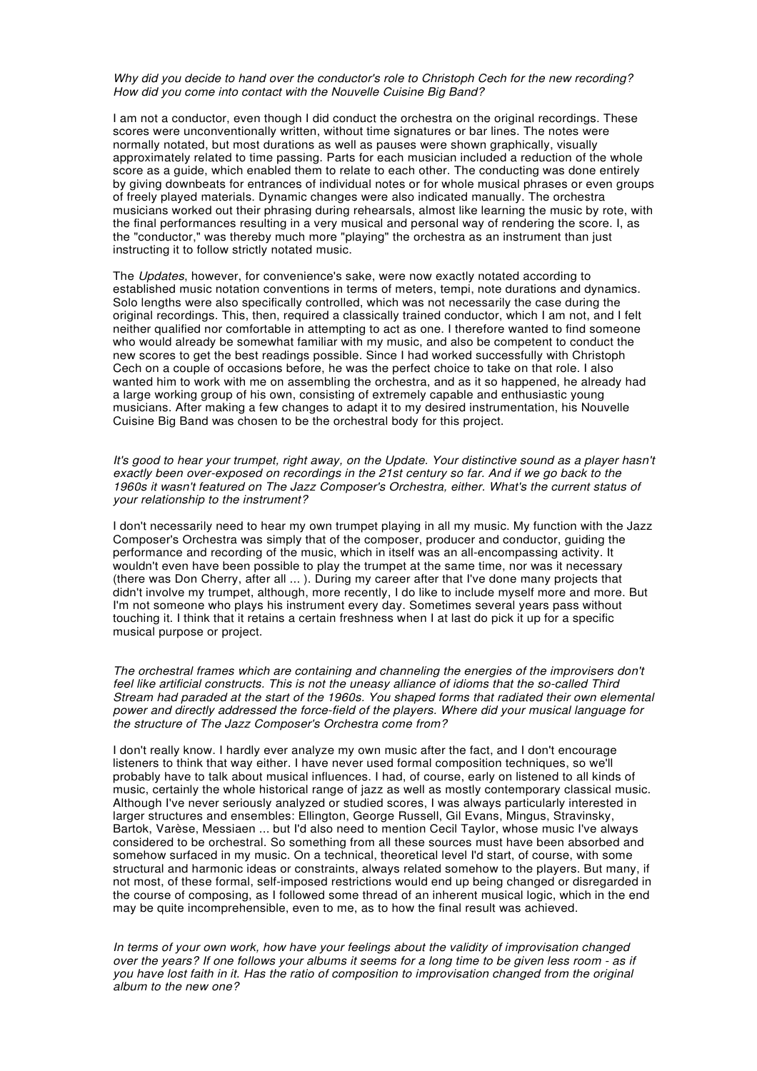*Why did you decide to hand over the conductor's role to Christoph Cech for the new recording? How did you come into contact with the Nouvelle Cuisine Big Band?*

I am not a conductor, even though I did conduct the orchestra on the original recordings. These scores were unconventionally written, without time signatures or bar lines. The notes were normally notated, but most durations as well as pauses were shown graphically, visually approximately related to time passing. Parts for each musician included a reduction of the whole score as a guide, which enabled them to relate to each other. The conducting was done entirely by giving downbeats for entrances of individual notes or for whole musical phrases or even groups of freely played materials. Dynamic changes were also indicated manually. The orchestra musicians worked out their phrasing during rehearsals, almost like learning the music by rote, with the final performances resulting in a very musical and personal way of rendering the score. I, as the "conductor," was thereby much more "playing" the orchestra as an instrument than just instructing it to follow strictly notated music.

The *Updates*, however, for convenience's sake, were now exactly notated according to established music notation conventions in terms of meters, tempi, note durations and dynamics. Solo lengths were also specifically controlled, which was not necessarily the case during the original recordings. This, then, required a classically trained conductor, which I am not, and I felt neither qualified nor comfortable in attempting to act as one. I therefore wanted to find someone who would already be somewhat familiar with my music, and also be competent to conduct the new scores to get the best readings possible. Since I had worked successfully with Christoph Cech on a couple of occasions before, he was the perfect choice to take on that role. I also wanted him to work with me on assembling the orchestra, and as it so happened, he already had a large working group of his own, consisting of extremely capable and enthusiastic young musicians. After making a few changes to adapt it to my desired instrumentation, his Nouvelle Cuisine Big Band was chosen to be the orchestral body for this project.

*It's good to hear your trumpet, right away, on the Update. Your distinctive sound as a player hasn't exactly been over-exposed on recordings in the 21st century so far. And if we go back to the 1960s it wasn't featured on The Jazz Composer's Orchestra, either. What's the current status of your relationship to the instrument?*

I don't necessarily need to hear my own trumpet playing in all my music. My function with the Jazz Composer's Orchestra was simply that of the composer, producer and conductor, guiding the performance and recording of the music, which in itself was an all-encompassing activity. It wouldn't even have been possible to play the trumpet at the same time, nor was it necessary (there was Don Cherry, after all ... ). During my career after that I've done many projects that didn't involve my trumpet, although, more recently, I do like to include myself more and more. But I'm not someone who plays his instrument every day. Sometimes several years pass without touching it. I think that it retains a certain freshness when I at last do pick it up for a specific musical purpose or project.

*The orchestral frames which are containing and channeling the energies of the improvisers don't feel like artificial constructs. This is not the uneasy alliance of idioms that the so-called Third Stream had paraded at the start of the 1960s. You shaped forms that radiated their own elemental power and directly addressed the force-field of the players. Where did your musical language for the structure of The Jazz Composer's Orchestra come from?*

I don't really know. I hardly ever analyze my own music after the fact, and I don't encourage listeners to think that way either. I have never used formal composition techniques, so we'll probably have to talk about musical influences. I had, of course, early on listened to all kinds of music, certainly the whole historical range of jazz as well as mostly contemporary classical music. Although I've never seriously analyzed or studied scores, I was always particularly interested in larger structures and ensembles: Ellington, George Russell, Gil Evans, Mingus, Stravinsky, Bartok, Varèse, Messiaen ... but I'd also need to mention Cecil Taylor, whose music I've always considered to be orchestral. So something from all these sources must have been absorbed and somehow surfaced in my music. On a technical, theoretical level I'd start, of course, with some structural and harmonic ideas or constraints, always related somehow to the players. But many, if not most, of these formal, self-imposed restrictions would end up being changed or disregarded in the course of composing, as I followed some thread of an inherent musical logic, which in the end may be quite incomprehensible, even to me, as to how the final result was achieved.

*In terms of your own work, how have your feelings about the validity of improvisation changed over the years? If one follows your albums it seems for a long time to be given less room - as if you have lost faith in it. Has the ratio of composition to improvisation changed from the original album to the new one?*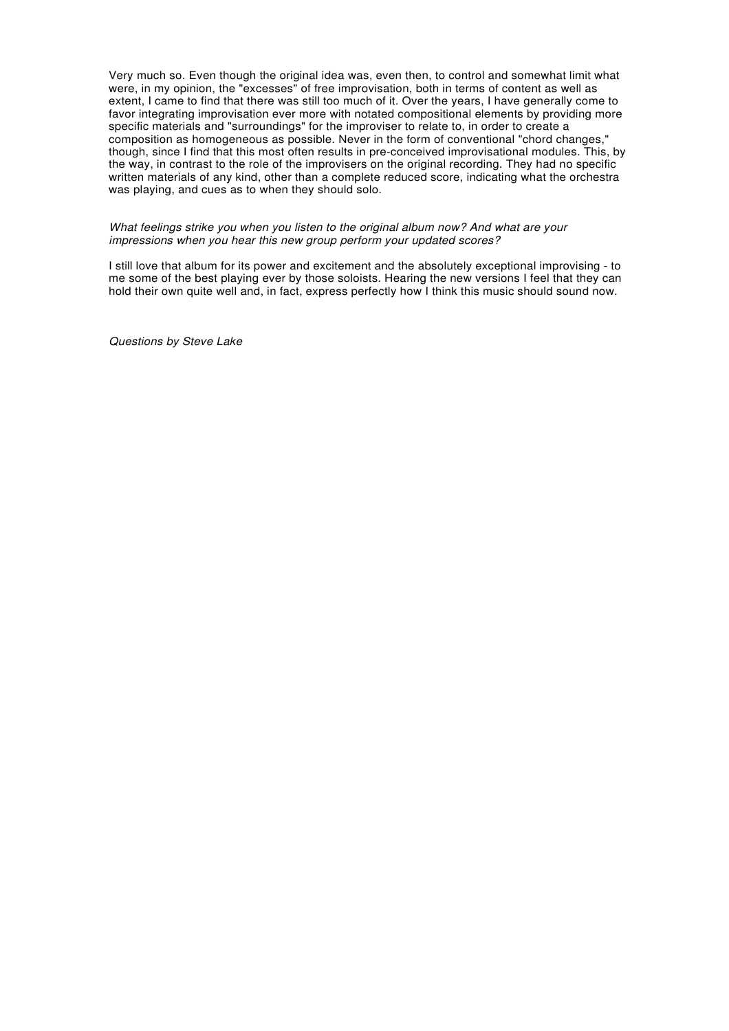Very much so. Even though the original idea was, even then, to control and somewhat limit what were, in my opinion, the "excesses" of free improvisation, both in terms of content as well as extent, I came to find that there was still too much of it. Over the years, I have generally come to favor integrating improvisation ever more with notated compositional elements by providing more specific materials and "surroundings" for the improviser to relate to, in order to create a composition as homogeneous as possible. Never in the form of conventional "chord changes," though, since I find that this most often results in pre-conceived improvisational modules. This, by the way, in contrast to the role of the improvisers on the original recording. They had no specific written materials of any kind, other than a complete reduced score, indicating what the orchestra was playing, and cues as to when they should solo.

*What feelings strike you when you listen to the original album now? And what are your impressions when you hear this new group perform your updated scores?*

I still love that album for its power and excitement and the absolutely exceptional improvising - to me some of the best playing ever by those soloists. Hearing the new versions I feel that they can hold their own quite well and, in fact, express perfectly how I think this music should sound now.

*Questions by Steve Lake*